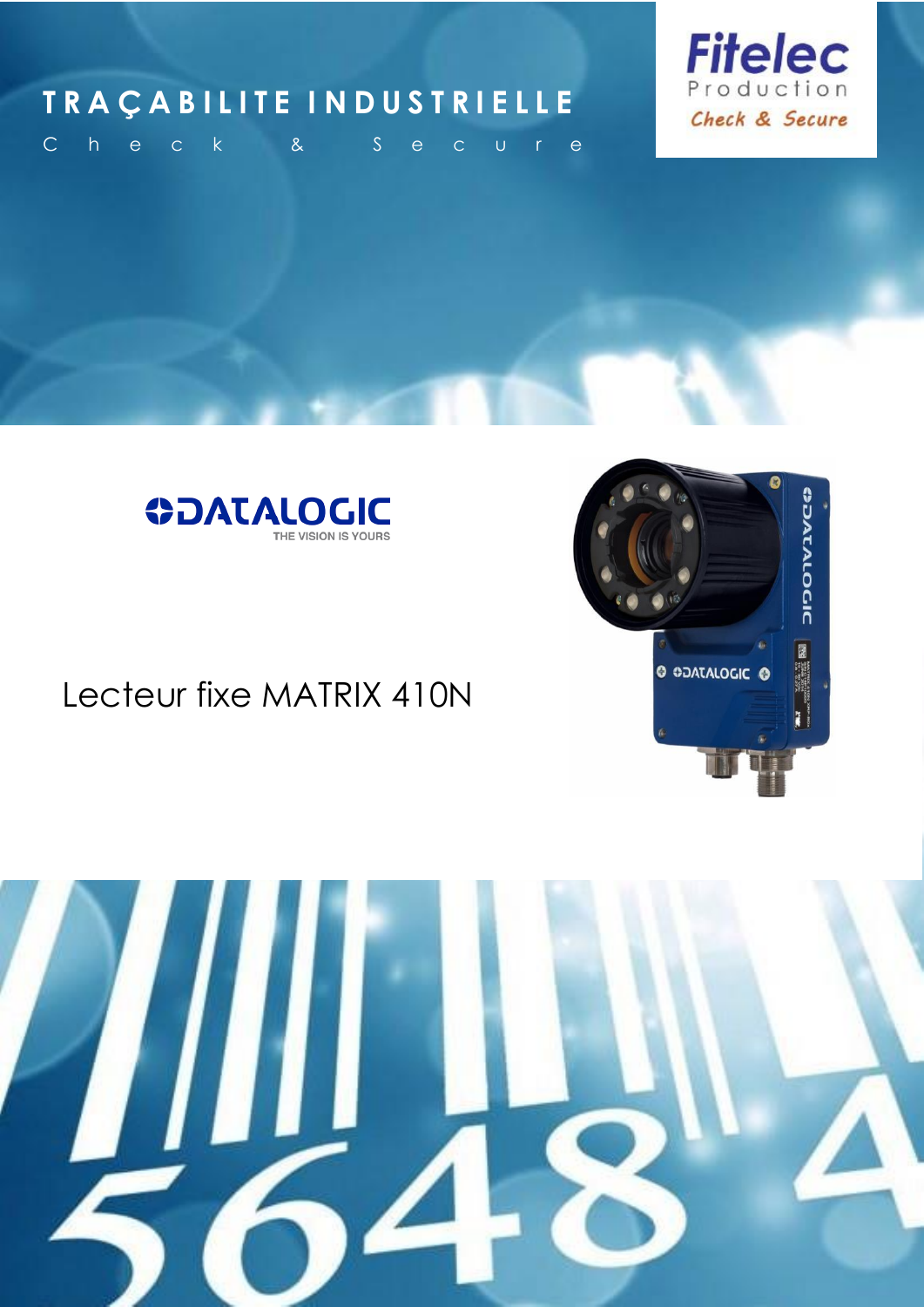# TRAÇABILITE INDUSTRIELLE

Check & Secure

Fitelec Production

Check & Secure

DATALOGIC

THE VISION IS YOURS

## Lecteur fixe MATRIX 410N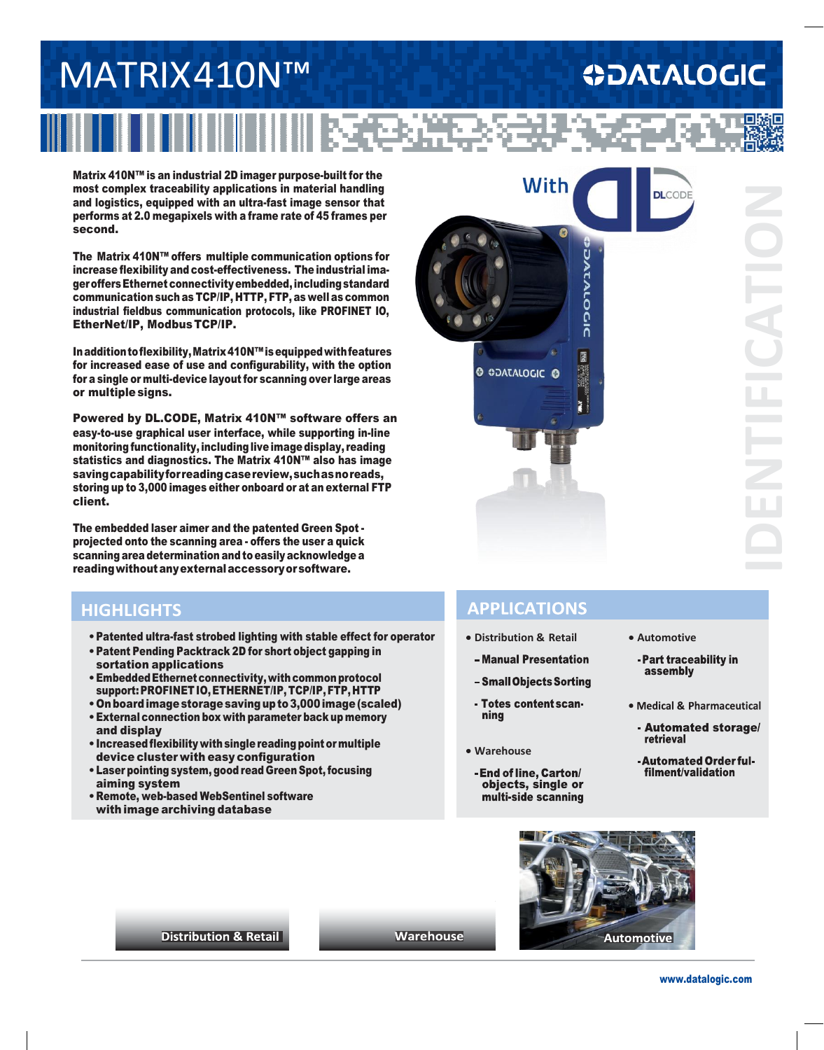# MATRIX410N™

Matrix 410N™ is an industrial 2D imager purpose-built for the most complex traceability applications in material handling and logistics, equipped with an ultra-fast image sensor that performs at 2.0 megapixels with a frame rate of 45 frames per second.

The Matrix 410N™ offers multiple communication options for increase flexibility and cost-effectiveness. The industrial imager offers Ethernet connectivity embedded, including standard communication such as TCP/IP, HTTP, FTP, as well as common industrial fieldbus communication protocols, like PROFINET IO, EtherNet/IP, Modbus TCP/IP.

In addition to flexibility, Matrix 410N™ is equipped with features for increased ease of use and configurability, with the option for a single or multi-device layout for scanning over large areas or multiple signs.

Powered by DL.CODE, Matrix 410N™ software offers an easy-to-use graphical user interface, while supporting in-line monitoring functionality, including live image display, reading statistics and diagnostics. The Matrix 410N™ also has image saving capability for reading case review, such as no reads, storing up to 3,000 images either onboard or at an external FTP client.

The embedded laser aimer and the patented Green Spot - projected onto the scanning area - offers the user a quick scanning area determination and to easily acknowledge a reading without any external accessory or software.

With DL CODE

IDENTIFICATION

## HIGHLIGHTS

- Patented ultra-fast strobed lighting with stable effect for operator
- Patent Pending Packtrack 2D for short object gapping in sortation applications
- Embedded Ethernet connectivity, with common protocol support: PROFINET IO, ETHERNET/IP, TCP/IP, FTP, HTTP
- On board image storage saving up to 3,000 image (scaled)
- External connection box with parameter back up memory and display
- Increased flexibility with single reading point or multiple device cluster with easy configuration
- Laser pointing system, good read Green Spot, focusing aiming system
- Remote, web-based WebSentinel software with image archiving database

## APPLICATIONS

- Distribution & Retail
  - Manual Presentation
  - Small Objects Sorting
  - Totes content scanning
- Warehouse
  - End of line, Carton/ objects, single or multi-side scanning
- Automotive
  - Part traceability in assembly
- Medical & Pharmaceutical
  - Automated storage/ retrieval
  - Automated Order fulfilment/validation

Distribution & Retail

Warehouse

Automotive

www.datalogic.com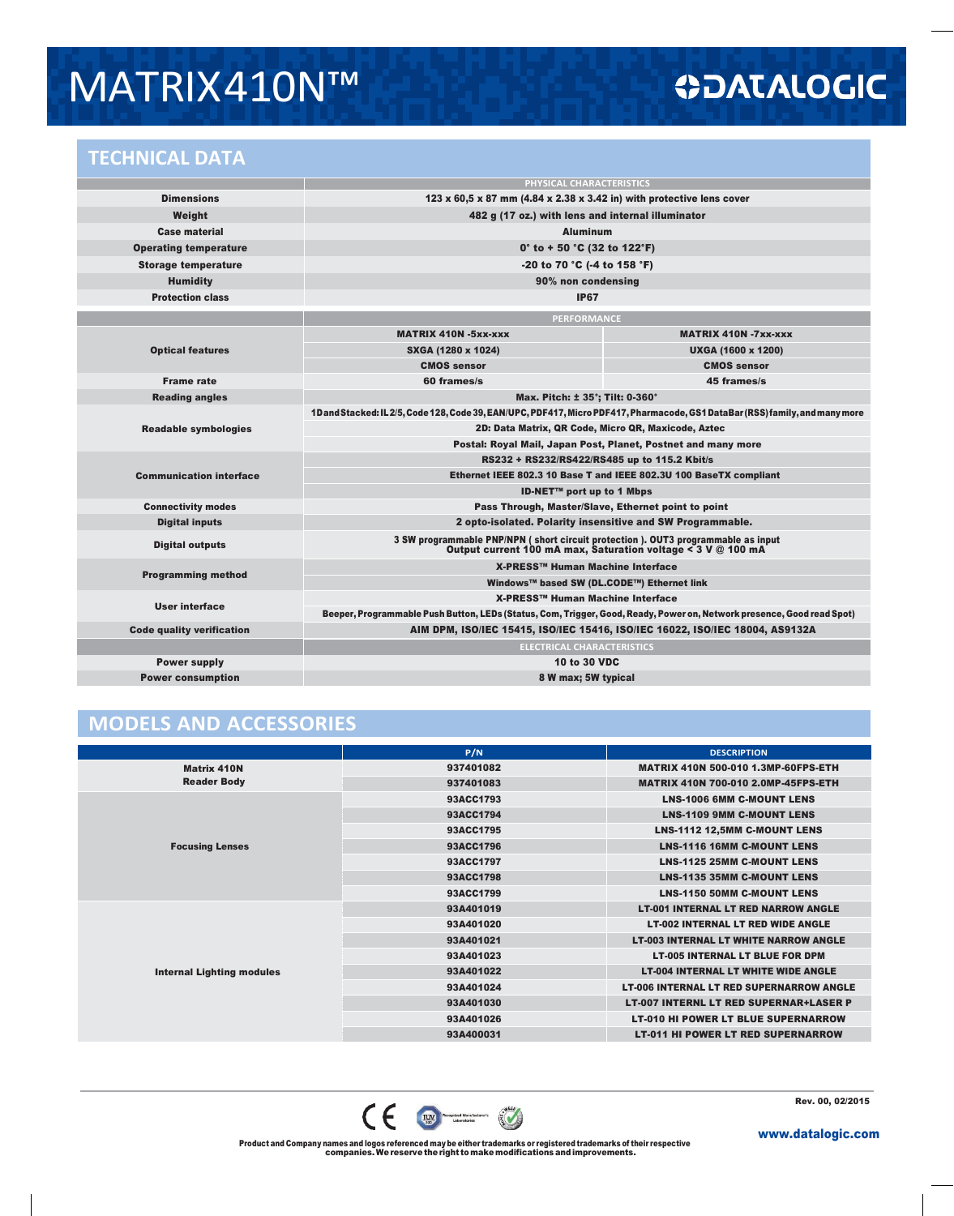# MATRIX410N™

DATALOGIC

## TECHNICAL DATA

| | PHYSICAL CHARACTERISTICS | |
|---|---|---|
| Dimensions | 123 x 60,5 x 87 mm (4.84 x 2.38 x 3.42 in) with protective lens cover | |
| Weight | 482 g (17 oz.) with lens and internal illuminator | |
| Case material | Aluminum | |
| Operating temperature | 0° to + 50 °C (32 to 122°F) | |
| Storage temperature | -20 to 70 °C (-4 to 158 °F) | |
| Humidity | 90% non condensing | |
| Protection class | IP67 | |
| | **PERFORMANCE** | |
| Optical features | MATRIX 410N -5xx-xxx | MATRIX 410N -7xx-xxx |
| | SXGA (1280 x 1024) | UXGA (1600 x 1200) |
| | CMOS sensor | CMOS sensor |
| Frame rate | 60 frames/s | 45 frames/s |
| Reading angles | Max. Pitch: ± 35°; Tilt: 0-360° | |
| Readable symbologies | 1D and Stacked: IL 2/5, Code 128, Code 39, EAN/UPC, PDF417, Micro PDF417, Pharmacode, GS1 DataBar (RSS) family, and many more | |
| | 2D: Data Matrix, QR Code, Micro QR, Maxicode, Aztec | |
| | Postal: Royal Mail, Japan Post, Planet, Postnet and many more | |
| Communication interface | RS232 + RS232/RS422/RS485 up to 115.2 Kbit/s | |
| | Ethernet IEEE 802.3 10 Base T and IEEE 802.3U 100 BaseTX compliant | |
| | ID-NET™ port up to 1 Mbps | |
| Connectivity modes | Pass Through, Master/Slave, Ethernet point to point | |
| Digital inputs | 2 opto-isolated. Polarity insensitive and SW Programmable. | |
| Digital outputs | 3 SW programmable PNP/NPN ( short circuit protection ). OUT3 programmable as input Output current 100 mA max, Saturation voltage < 3 V @ 100 mA | |
| Programming method | X-PRESS™ Human Machine Interface | |
| | Windows™ based SW (DL.CODE™) Ethernet link | |
| User interface | X-PRESS™ Human Machine Interface | |
| | Beeper, Programmable Push Button, LEDs (Status, Com, Trigger, Good, Ready, Power on, Network presence, Good read Spot) | |
| Code quality verification | AIM DPM, ISO/IEC 15415, ISO/IEC 15416, ISO/IEC 16022, ISO/IEC 18004, AS9132A | |
| | **ELECTRICAL CHARACTERISTICS** | |
| Power supply | 10 to 30 VDC | |
| Power consumption | 8 W max; 5W typical | |

## MODELS AND ACCESSORIES

| | P/N | DESCRIPTION |
|---|---|---|
| Matrix 410N Reader Body | 937401082 | MATRIX 410N 500-010 1.3MP-60FPS-ETH |
| | 937401083 | MATRIX 410N 700-010 2.0MP-45FPS-ETH |
| Focusing Lenses | 93ACC1793 | LNS-1006 6MM C-MOUNT LENS |
| | 93ACC1794 | LNS-1109 9MM C-MOUNT LENS |
| | 93ACC1795 | LNS-1112 12,5MM C-MOUNT LENS |
| | 93ACC1796 | LNS-1116 16MM C-MOUNT LENS |
| | 93ACC1797 | LNS-1125 25MM C-MOUNT LENS |
| | 93ACC1798 | LNS-1135 35MM C-MOUNT LENS |
| | 93ACC1799 | LNS-1150 50MM C-MOUNT LENS |
| Internal Lighting modules | 93A401019 | LT-001 INTERNAL LT RED NARROW ANGLE |
| | 93A401020 | LT-002 INTERNAL LT RED WIDE ANGLE |
| | 93A401021 | LT-003 INTERNAL LT WHITE NARROW ANGLE |
| | 93A401023 | LT-005 INTERNAL LT BLUE FOR DPM |
| | 93A401022 | LT-004 INTERNAL LT WHITE WIDE ANGLE |
| | 93A401024 | LT-006 INTERNAL LT RED SUPERNARROW ANGLE |
| | 93A401030 | LT-007 INTERNL LT RED SUPERNAR+LASER P |
| | 93A401026 | LT-010 HI POWER LT BLUE SUPERNARROW |
| | 93A400031 | LT-011 HI POWER LT RED SUPERNARROW |

Rev. 00, 02/2015

Product and Company names and logos referenced may be either trademarks or registered trademarks of their respective companies. We reserve the right to make modifications and improvements.

www.datalogic.com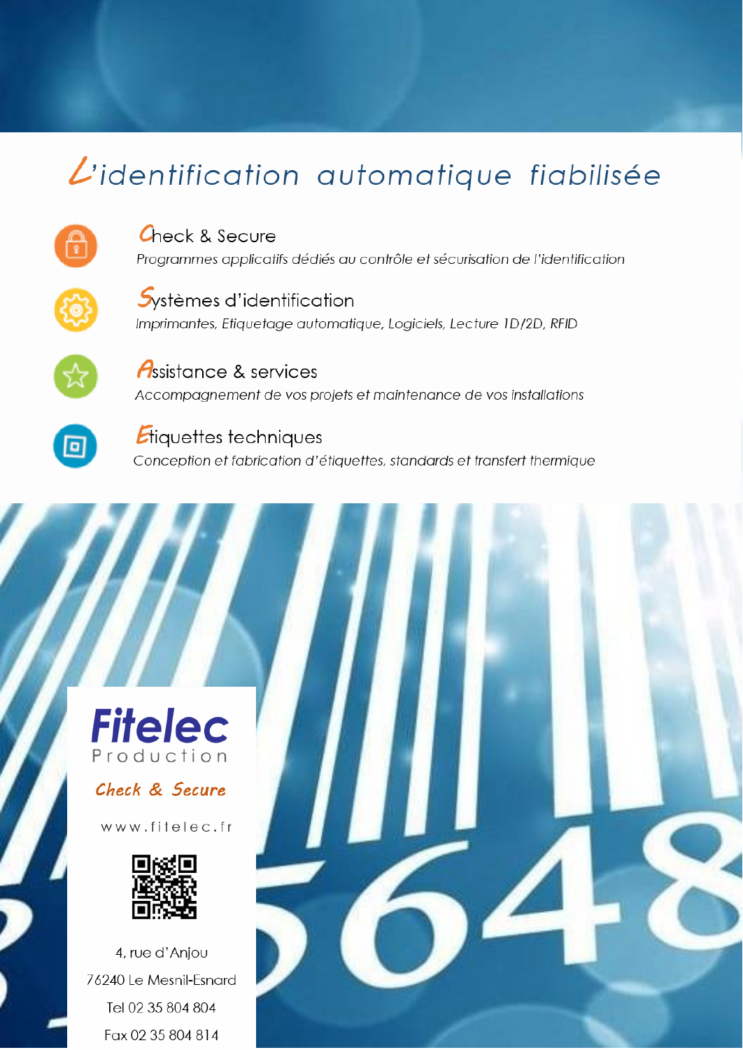# L'identification automatique fiabilisée

## Check & Secure

*Programmes applicatifs dédiés au contrôle et sécurisation de l'identification*

## Systèmes d'identification

*Imprimantes, Etiquetage automatique, Logiciels, Lecture 1D/2D, RFID*

## Assistance & services

*Accompagnement de vos projets et maintenance de vos installations*

## Etiquettes techniques

*Conception et fabrication d'étiquettes, standards et transfert thermique*

**Fitelec**
Production

*Check & Secure*

www.fitelec.fr

4, rue d'Anjou
76240 Le Mesnil-Esnard
Tel 02 35 804 804
Fax 02 35 804 814